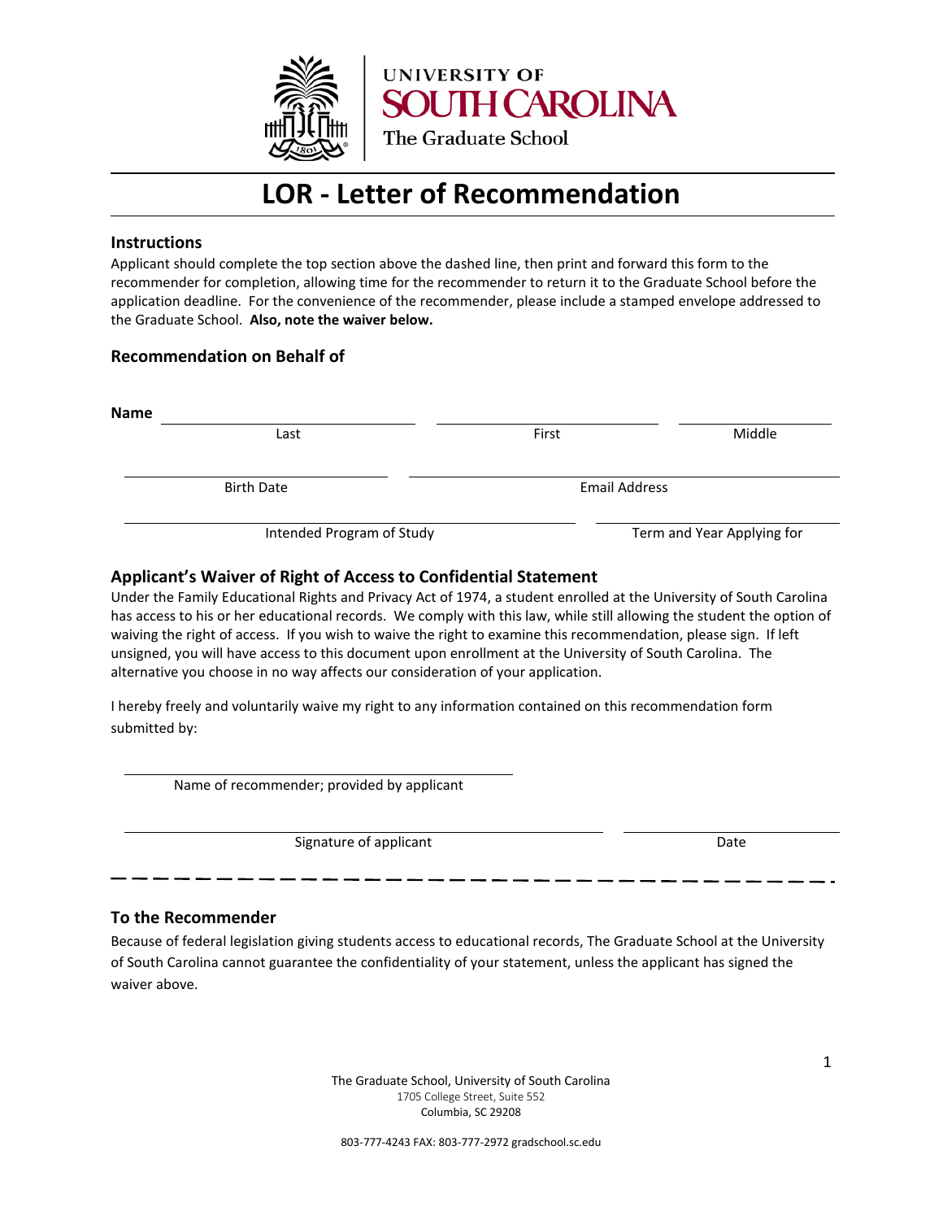UNIVERSITY OF SOUTH CAROLINA

The Graduate School

# LOR - Letter of Recommendation

## Instructions

Applicant should complete the top section above the dashed line, then print and forward this form to the recommender for completion, allowing time for the recommender to return it to the Graduate School before the application deadline. For the convenience of the recommender, please include a stamped envelope addressed to the Graduate School. **Also, note the waiver below.**

## Recommendation on Behalf of

**Name** \_\_\_\_\_\_\_\_\_\_\_\_\_\_\_\_\_\_\_\_ \_\_\_\_\_\_\_\_\_\_\_\_\_\_\_\_\_\_\_\_ \_\_\_\_\_\_\_\_\_\_\_\_\_\_\_\_\_\_\_\_

Last First Middle

\_\_\_\_\_\_\_\_\_\_\_\_\_\_\_\_\_\_\_\_ \_\_\_\_\_\_\_\_\_\_\_\_\_\_\_\_\_\_\_\_

Birth Date Email Address

\_\_\_\_\_\_\_\_\_\_\_\_\_\_\_\_\_\_\_\_ \_\_\_\_\_\_\_\_\_\_\_\_\_\_\_\_\_\_\_\_

Intended Program of Study Term and Year Applying for

## Applicant's Waiver of Right of Access to Confidential Statement

Under the Family Educational Rights and Privacy Act of 1974, a student enrolled at the University of South Carolina has access to his or her educational records. We comply with this law, while still allowing the student the option of waiving the right of access. If you wish to waive the right to examine this recommendation, please sign. If left unsigned, you will have access to this document upon enrollment at the University of South Carolina. The alternative you choose in no way affects our consideration of your application.

I hereby freely and voluntarily waive my right to any information contained on this recommendation form submitted by:

\_\_\_\_\_\_\_\_\_\_\_\_\_\_\_\_\_\_\_\_

Name of recommender; provided by applicant

\_\_\_\_\_\_\_\_\_\_\_\_\_\_\_\_\_\_\_\_ \_\_\_\_\_\_\_\_\_\_\_\_\_\_\_\_\_\_\_\_

Signature of applicant Date

- - - - - - - - - - - - - - - - - - - - - - - - - - - - - - - - - - - -

## To the Recommender

Because of federal legislation giving students access to educational records, The Graduate School at the University of South Carolina cannot guarantee the confidentiality of your statement, unless the applicant has signed the waiver above.

The Graduate School, University of South Carolina
1705 College Street, Suite 552
Columbia, SC 29208

803-777-4243 FAX: 803-777-2972 gradschool.sc.edu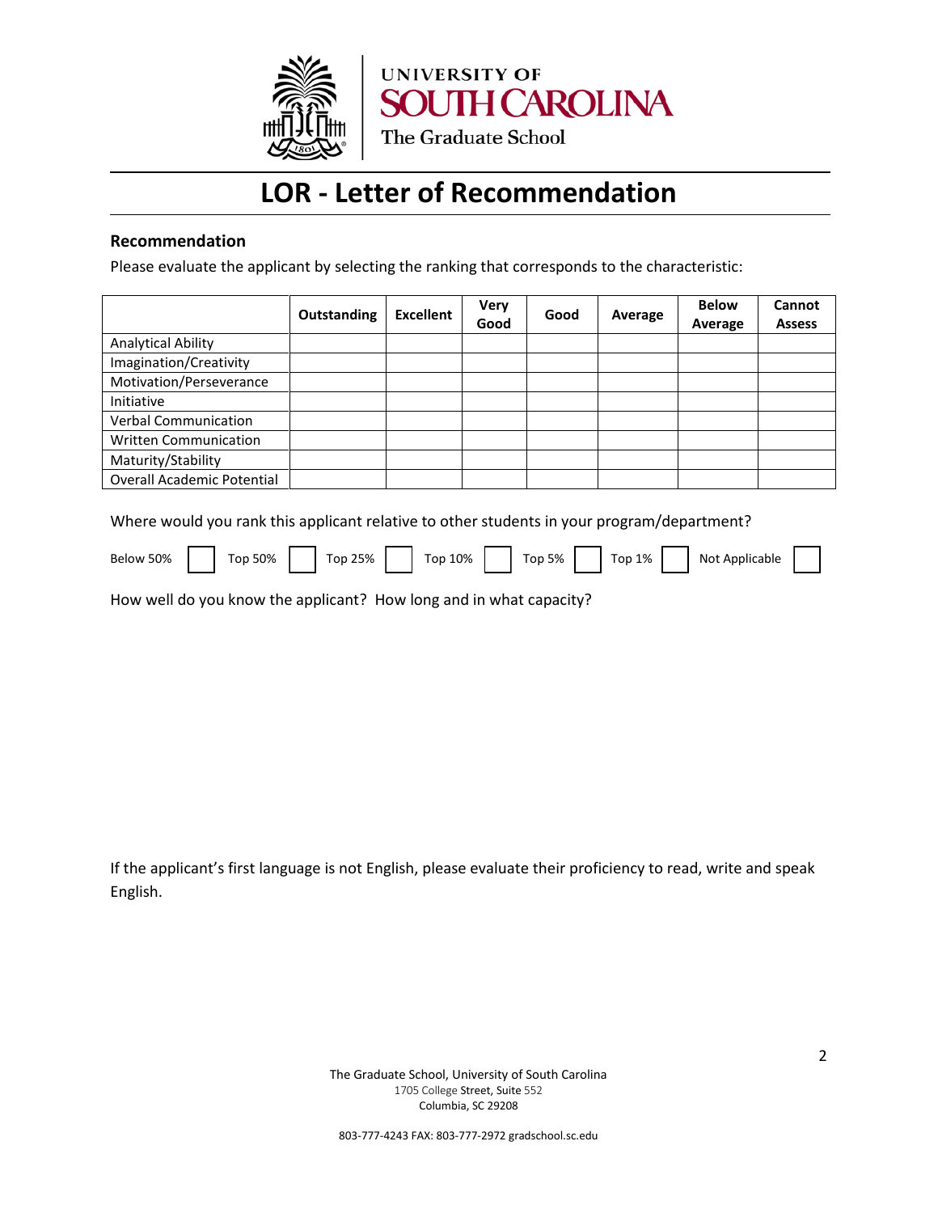UNIVERSITY OF SOUTH CAROLINA

The Graduate School

# LOR - Letter of Recommendation

### Recommendation

Please evaluate the applicant by selecting the ranking that corresponds to the characteristic:

| | Outstanding | Excellent | Very Good | Good | Average | Below Average | Cannot Assess |
|---|---|---|---|---|---|---|---|
| Analytical Ability | | | | | | | |
| Imagination/Creativity | | | | | | | |
| Motivation/Perseverance | | | | | | | |
| Initiative | | | | | | | |
| Verbal Communication | | | | | | | |
| Written Communication | | | | | | | |
| Maturity/Stability | | | | | | | |
| Overall Academic Potential | | | | | | | |

Where would you rank this applicant relative to other students in your program/department?

Below 50% ☐ Top 50% ☐ Top 25% ☐ Top 10% ☐ Top 5% ☐ Top 1% ☐ Not Applicable ☐

How well do you know the applicant? How long and in what capacity?

If the applicant's first language is not English, please evaluate their proficiency to read, write and speak English.

The Graduate School, University of South Carolina
1705 College Street, Suite 552
Columbia, SC 29208

803-777-4243 FAX: 803-777-2972 gradschool.sc.edu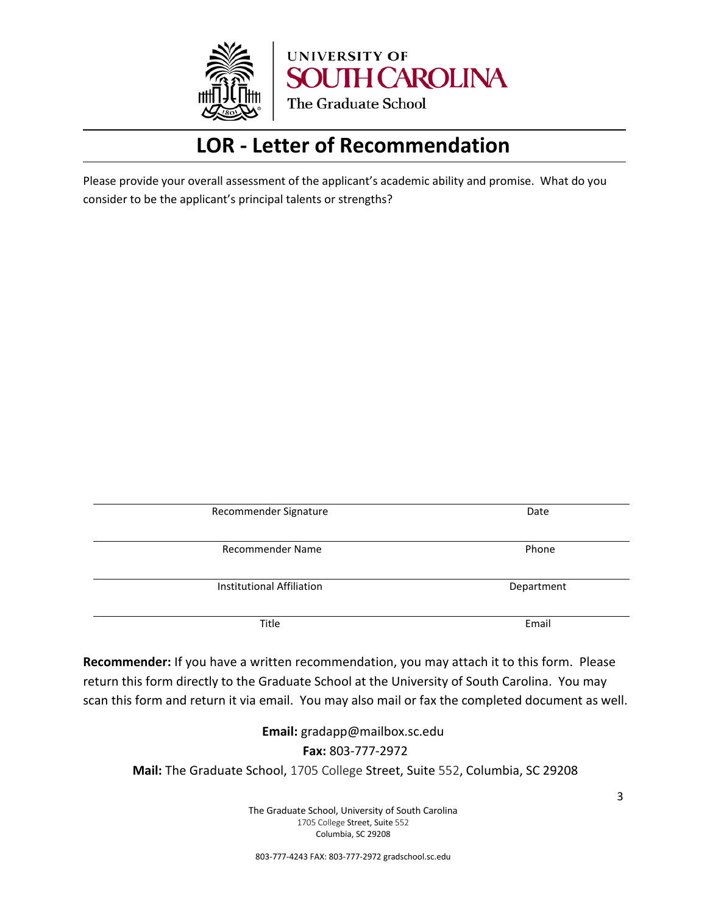UNIVERSITY OF SOUTH CAROLINA

The Graduate School

# LOR - Letter of Recommendation

Please provide your overall assessment of the applicant's academic ability and promise. What do you consider to be the applicant's principal talents or strengths?

| | |
|---|---|
| Recommender Signature | Date |
| Recommender Name | Phone |
| Institutional Affiliation | Department |
| Title | Email |

**Recommender:** If you have a written recommendation, you may attach it to this form. Please return this form directly to the Graduate School at the University of South Carolina. You may scan this form and return it via email. You may also mail or fax the completed document as well.

**Email:** gradapp@mailbox.sc.edu

**Fax:** 803-777-2972

**Mail:** The Graduate School, 1705 College Street, Suite 552, Columbia, SC 29208

The Graduate School, University of South Carolina
1705 College Street, Suite 552
Columbia, SC 29208

803-777-4243 FAX: 803-777-2972 gradschool.sc.edu